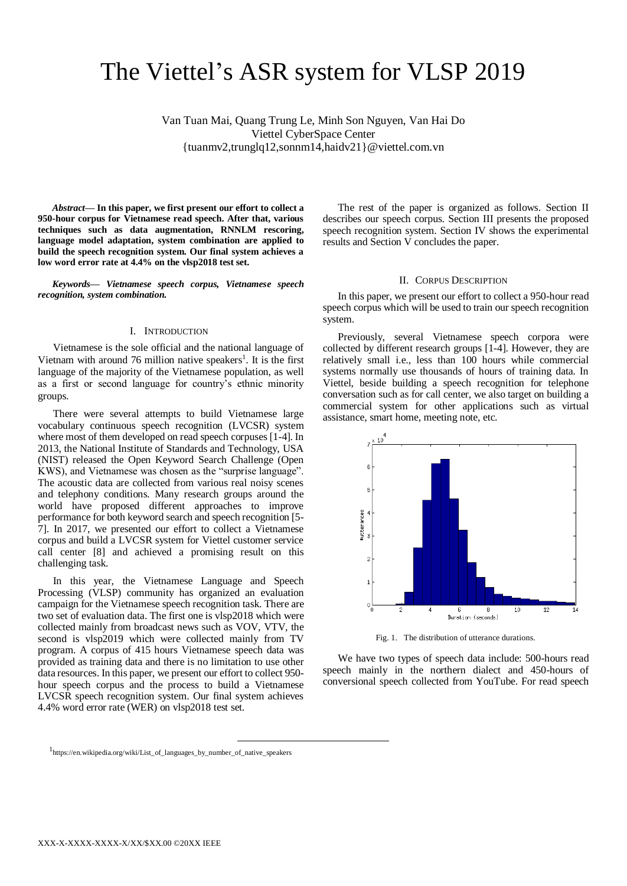# The Viettel's ASR system for VLSP 2019

Van Tuan Mai, Quang Trung Le, Minh Son Nguyen, Van Hai Do
Viettel CyberSpace Center
{tuanmv2,trunglq12,sonnm14,haidv21}@viettel.com.vn

***Abstract*— In this paper, we first present our effort to collect a 950-hour corpus for Vietnamese read speech. After that, various techniques such as data augmentation, RNNLM rescoring, language model adaptation, system combination are applied to build the speech recognition system. Our final system achieves a low word error rate at 4.4% on the vlsp2018 test set.**

***Keywords*— *Vietnamese speech corpus, Vietnamese speech recognition, system combination.***

## I. Introduction

Vietnamese is the sole official and the national language of Vietnam with around 76 million native speakers[1]. It is the first language of the majority of the Vietnamese population, as well as a first or second language for country's ethnic minority groups.

There were several attempts to build Vietnamese large vocabulary continuous speech recognition (LVCSR) system where most of them developed on read speech corpuses [1-4]. In 2013, the National Institute of Standards and Technology, USA (NIST) released the Open Keyword Search Challenge (Open KWS), and Vietnamese was chosen as the "surprise language". The acoustic data are collected from various real noisy scenes and telephony conditions. Many research groups around the world have proposed different approaches to improve performance for both keyword search and speech recognition [5-7]. In 2017, we presented our effort to collect a Vietnamese corpus and build a LVCSR system for Viettel customer service call center [8] and achieved a promising result on this challenging task.

In this year, the Vietnamese Language and Speech Processing (VLSP) community has organized an evaluation campaign for the Vietnamese speech recognition task. There are two set of evaluation data. The first one is vlsp2018 which were collected mainly from broadcast news such as VOV, VTV, the second is vlsp2019 which were collected mainly from TV program. A corpus of 415 hours Vietnamese speech data was provided as training data and there is no limitation to use other data resources. In this paper, we present our effort to collect 950-hour speech corpus and the process to build a Vietnamese LVCSR speech recognition system. Our final system achieves 4.4% word error rate (WER) on vlsp2018 test set.

The rest of the paper is organized as follows. Section II describes our speech corpus. Section III presents the proposed speech recognition system. Section IV shows the experimental results and Section V concludes the paper.

## II. Corpus Description

In this paper, we present our effort to collect a 950-hour read speech corpus which will be used to train our speech recognition system.

Previously, several Vietnamese speech corpora were collected by different research groups [1-4]. However, they are relatively small i.e., less than 100 hours while commercial systems normally use thousands of hours of training data. In Viettel, beside building a speech recognition for telephone conversation such as for call center, we also target on building a commercial system for other applications such as virtual assistance, smart home, meeting note, etc.

Fig. 1. The distribution of utterance durations.

We have two types of speech data include: 500-hours read speech mainly in the northern dialect and 450-hours of conversional speech collected from YouTube. For read speech

[1] https://en.wikipedia.org/wiki/List_of_languages_by_number_of_native_speakers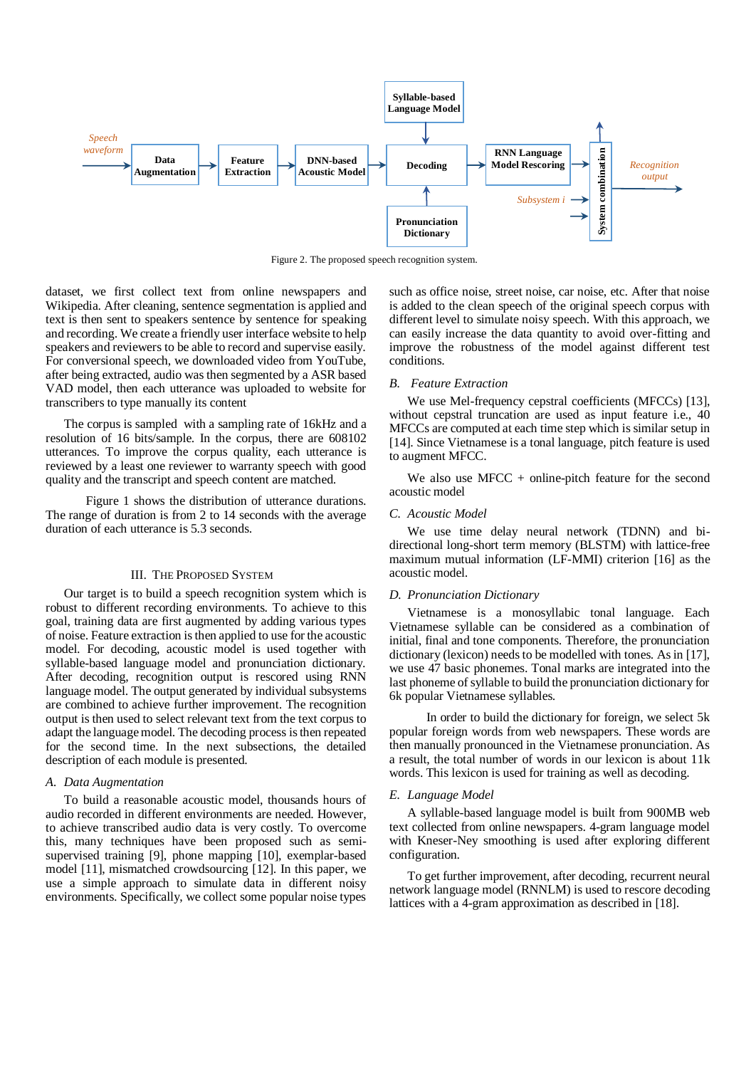Figure 2. The proposed speech recognition system.

dataset, we first collect text from online newspapers and Wikipedia. After cleaning, sentence segmentation is applied and text is then sent to speakers sentence by sentence for speaking and recording. We create a friendly user interface website to help speakers and reviewers to be able to record and supervise easily. For conversional speech, we downloaded video from YouTube, after being extracted, audio was then segmented by a ASR based VAD model, then each utterance was uploaded to website for transcribers to type manually its content

The corpus is sampled with a sampling rate of 16kHz and a resolution of 16 bits/sample. In the corpus, there are 608102 utterances. To improve the corpus quality, each utterance is reviewed by a least one reviewer to warranty speech with good quality and the transcript and speech content are matched.

Figure 1 shows the distribution of utterance durations. The range of duration is from 2 to 14 seconds with the average duration of each utterance is 5.3 seconds.

## III. The Proposed System

Our target is to build a speech recognition system which is robust to different recording environments. To achieve to this goal, training data are first augmented by adding various types of noise. Feature extraction is then applied to use for the acoustic model. For decoding, acoustic model is used together with syllable-based language model and pronunciation dictionary. After decoding, recognition output is rescored using RNN language model. The output generated by individual subsystems are combined to achieve further improvement. The recognition output is then used to select relevant text from the text corpus to adapt the language model. The decoding process is then repeated for the second time. In the next subsections, the detailed description of each module is presented.

### A. Data Augmentation

To build a reasonable acoustic model, thousands hours of audio recorded in different environments are needed. However, to achieve transcribed audio data is very costly. To overcome this, many techniques have been proposed such as semi-supervised training [9], phone mapping [10], exemplar-based model [11], mismatched crowdsourcing [12]. In this paper, we use a simple approach to simulate data in different noisy environments. Specifically, we collect some popular noise types such as office noise, street noise, car noise, etc. After that noise is added to the clean speech of the original speech corpus with different level to simulate noisy speech. With this approach, we can easily increase the data quantity to avoid over-fitting and improve the robustness of the model against different test conditions.

### B. Feature Extraction

We use Mel-frequency cepstral coefficients (MFCCs) [13], without cepstral truncation are used as input feature i.e., 40 MFCCs are computed at each time step which is similar setup in [14]. Since Vietnamese is a tonal language, pitch feature is used to augment MFCC.

We also use MFCC + online-pitch feature for the second acoustic model

### C. Acoustic Model

We use time delay neural network (TDNN) and bi-directional long-short term memory (BLSTM) with lattice-free maximum mutual information (LF-MMI) criterion [16] as the acoustic model.

### D. Pronunciation Dictionary

Vietnamese is a monosyllabic tonal language. Each Vietnamese syllable can be considered as a combination of initial, final and tone components. Therefore, the pronunciation dictionary (lexicon) needs to be modelled with tones. As in [17], we use 47 basic phonemes. Tonal marks are integrated into the last phoneme of syllable to build the pronunciation dictionary for 6k popular Vietnamese syllables.

In order to build the dictionary for foreign, we select 5k popular foreign words from web newspapers. These words are then manually pronounced in the Vietnamese pronunciation. As a result, the total number of words in our lexicon is about 11k words. This lexicon is used for training as well as decoding.

### E. Language Model

A syllable-based language model is built from 900MB web text collected from online newspapers. 4-gram language model with Kneser-Ney smoothing is used after exploring different configuration.

To get further improvement, after decoding, recurrent neural network language model (RNNLM) is used to rescore decoding lattices with a 4-gram approximation as described in [18].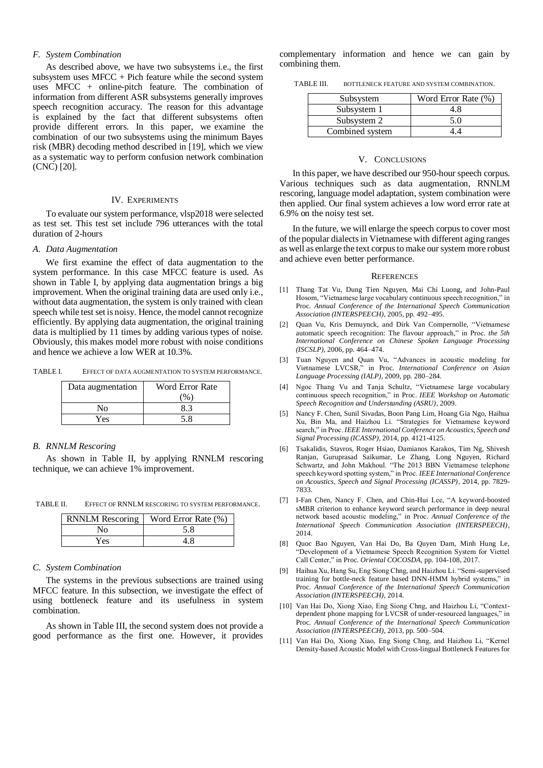### F. System Combination

As described above, we have two subsystems i.e., the first subsystem uses MFCC + Pich feature while the second system uses MFCC + online-pitch feature. The combination of information from different ASR subsystems generally improves speech recognition accuracy. The reason for this advantage is explained by the fact that different subsystems often provide different errors. In this paper, we examine the combination of our two subsystems using the minimum Bayes risk (MBR) decoding method described in [19], which we view as a systematic way to perform confusion network combination (CNC) [20].

## IV. Experiments

To evaluate our system performance, vlsp2018 were selected as test set. This test set include 796 utterances with the total duration of 2-hours

### A. Data Augmentation

We first examine the effect of data augmentation to the system performance. In this case MFCC feature is used. As shown in Table I, by applying data augmentation brings a big improvement. When the original training data are used only i.e., without data augmentation, the system is only trained with clean speech while test set is noisy. Hence, the model cannot recognize efficiently. By applying data augmentation, the original training data is multiplied by 11 times by adding various types of noise. Obviously, this makes model more robust with noise conditions and hence we achieve a low WER at 10.3%.

TABLE I. Effect of data augmentation to system performance.

| Data augmentation | Word Error Rate (%) |
|---|---|
| No | 8.3 |
| Yes | 5.8 |

### B. RNNLM Rescoring

As shown in Table II, by applying RNNLM rescoring technique, we can achieve 1% improvement.

TABLE II. Effect of RNNLM rescoring to system performance.

| RNNLM Rescoring | Word Error Rate (%) |
|---|---|
| No | 5.8 |
| Yes | 4.8 |

### C. System Combination

The systems in the previous subsections are trained using MFCC feature. In this subsection, we investigate the effect of using bottleneck feature and its usefulness in system combination.

As shown in Table III, the second system does not provide a good performance as the first one. However, it provides complementary information and hence we can gain by combining them.

TABLE III. Bottleneck feature and system combination.

| Subsystem | Word Error Rate (%) |
|---|---|
| Subsystem 1 | 4.8 |
| Subsystem 2 | 5.0 |
| Combined system | 4.4 |

## V. Conclusions

In this paper, we have described our 950-hour speech corpus. Various techniques such as data augmentation, RNNLM rescoring, language model adaptation, system combination were then applied. Our final system achieves a low word error rate at 6.9% on the noisy test set.

In the future, we will enlarge the speech corpus to cover most of the popular dialects in Vietnamese with different aging ranges as well as enlarge the text corpus to make our system more robust and achieve even better performance.

## References

[1] Thang Tat Vu, Dung Tien Nguyen, Mai Chi Luong, and John-Paul Hosom, "Vietnamese large vocabulary continuous speech recognition," in Proc. *Annual Conference of the International Speech Communication Association (INTERSPEECH)*, 2005, pp. 492–495.

[2] Quan Vu, Kris Demuynck, and Dirk Van Compernolle, "Vietnamese automatic speech recognition: The flavour approach," in Proc. *the 5th International Conference on Chinese Spoken Language Processing (ISCSLP)*, 2006, pp. 464–474.

[3] Tuan Nguyen and Quan Vu, "Advances in acoustic modeling for Vietnamese LVCSR," in Proc. *International Conference on Asian Language Processing (IALP)*, 2009, pp. 280–284.

[4] Ngoc Thang Vu and Tanja Schultz, "Vietnamese large vocabulary continuous speech recognition," in Proc. *IEEE Workshop on Automatic Speech Recognition and Understanding (ASRU)*, 2009.

[5] Nancy F. Chen, Sunil Sivadas, Bon Pang Lim, Hoang Gia Ngo, Haihua Xu, Bin Ma, and Haizhou Li. "Strategies for Vietnamese keyword search," in Proc. *IEEE International Conference on Acoustics, Speech and Signal Processing (ICASSP)*, 2014, pp. 4121-4125.

[6] Tsakalidis, Stavros, Roger Hsiao, Damianos Karakos, Tim Ng, Shivesh Ranjan, Guruprasad Saikumar, Le Zhang, Long Nguyen, Richard Schwartz, and John Makhoul. "The 2013 BBN Vietnamese telephone speech keyword spotting system," in Proc. *IEEE International Conference on Acoustics, Speech and Signal Processing (ICASSP)*, 2014, pp. 7829-7833.

[7] I-Fan Chen, Nancy F. Chen, and Chin-Hui Lee, "A keyword-boosted sMBR criterion to enhance keyword search performance in deep neural network based acoustic modeling," in Proc. *Annual Conference of the International Speech Communication Association (INTERSPEECH)*, 2014.

[8] Quoc Bao Nguyen, Van Hai Do, Ba Quyen Dam, Minh Hung Le, "Development of a Vietnamese Speech Recognition System for Viettel Call Center," in Proc. *Oriental COCOSDA*, pp. 104-108, 2017.

[9] Haihua Xu, Hang Su, Eng Siong Chng, and Haizhou Li. "Semi-supervised training for bottle-neck feature based DNN-HMM hybrid systems," in Proc. *Annual Conference of the International Speech Communication Association (INTERSPEECH)*, 2014.

[10] Van Hai Do, Xiong Xiao, Eng Siong Chng, and Haizhou Li, "Context-dependent phone mapping for LVCSR of under-resourced languages," in Proc. *Annual Conference of the International Speech Communication Association (INTERSPEECH)*, 2013, pp. 500–504.

[11] Van Hai Do, Xiong Xiao, Eng Siong Chng, and Haizhou Li, "Kernel Density-based Acoustic Model with Cross-lingual Bottleneck Features for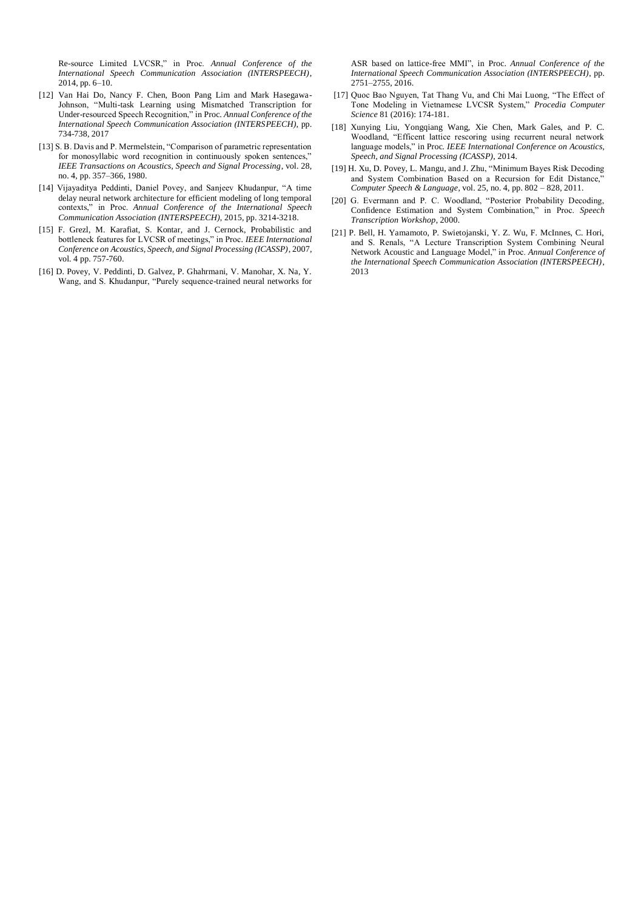Re-source Limited LVCSR," in Proc. *Annual Conference of the International Speech Communication Association (INTERSPEECH)*, 2014, pp. 6–10.

[12] Van Hai Do, Nancy F. Chen, Boon Pang Lim and Mark Hasegawa-Johnson, "Multi-task Learning using Mismatched Transcription for Under-resourced Speech Recognition," in Proc. *Annual Conference of the International Speech Communication Association (INTERSPEECH)*, pp. 734-738, 2017

[13] S. B. Davis and P. Mermelstein, "Comparison of parametric representation for monosyllabic word recognition in continuously spoken sentences," *IEEE Transactions on Acoustics, Speech and Signal Processing*, vol. 28, no. 4, pp. 357–366, 1980.

[14] Vijayaditya Peddinti, Daniel Povey, and Sanjeev Khudanpur, "A time delay neural network architecture for efficient modeling of long temporal contexts," in Proc. *Annual Conference of the International Speech Communication Association (INTERSPEECH)*, 2015, pp. 3214-3218.

[15] F. Grezl, M. Karafiat, S. Kontar, and J. Cernock, Probabilistic and bottleneck features for LVCSR of meetings," in Proc. *IEEE International Conference on Acoustics, Speech, and Signal Processing (ICASSP)*, 2007, vol. 4 pp. 757-760.

[16] D. Povey, V. Peddinti, D. Galvez, P. Ghahrmani, V. Manohar, X. Na, Y. Wang, and S. Khudanpur, "Purely sequence-trained neural networks for ASR based on lattice-free MMI", in Proc. *Annual Conference of the International Speech Communication Association (INTERSPEECH)*, pp. 2751–2755, 2016.

[17] Quoc Bao Nguyen, Tat Thang Vu, and Chi Mai Luong, "The Effect of Tone Modeling in Vietnamese LVCSR System," *Procedia Computer Science* 81 (2016): 174-181.

[18] Xunying Liu, Yongqiang Wang, Xie Chen, Mark Gales, and P. C. Woodland, "Efficent lattice rescoring using recurrent neural network language models," in Proc. *IEEE International Conference on Acoustics, Speech, and Signal Processing (ICASSP)*, 2014.

[19] H. Xu, D. Povey, L. Mangu, and J. Zhu, "Minimum Bayes Risk Decoding and System Combination Based on a Recursion for Edit Distance," *Computer Speech & Language*, vol. 25, no. 4, pp. 802 – 828, 2011.

[20] G. Evermann and P. C. Woodland, "Posterior Probability Decoding, Confidence Estimation and System Combination," in Proc. *Speech Transcription Workshop*, 2000.

[21] P. Bell, H. Yamamoto, P. Swietojanski, Y. Z. Wu, F. McInnes, C. Hori, and S. Renals, "A Lecture Transcription System Combining Neural Network Acoustic and Language Model," in Proc. *Annual Conference of the International Speech Communication Association (INTERSPEECH)*, 2013